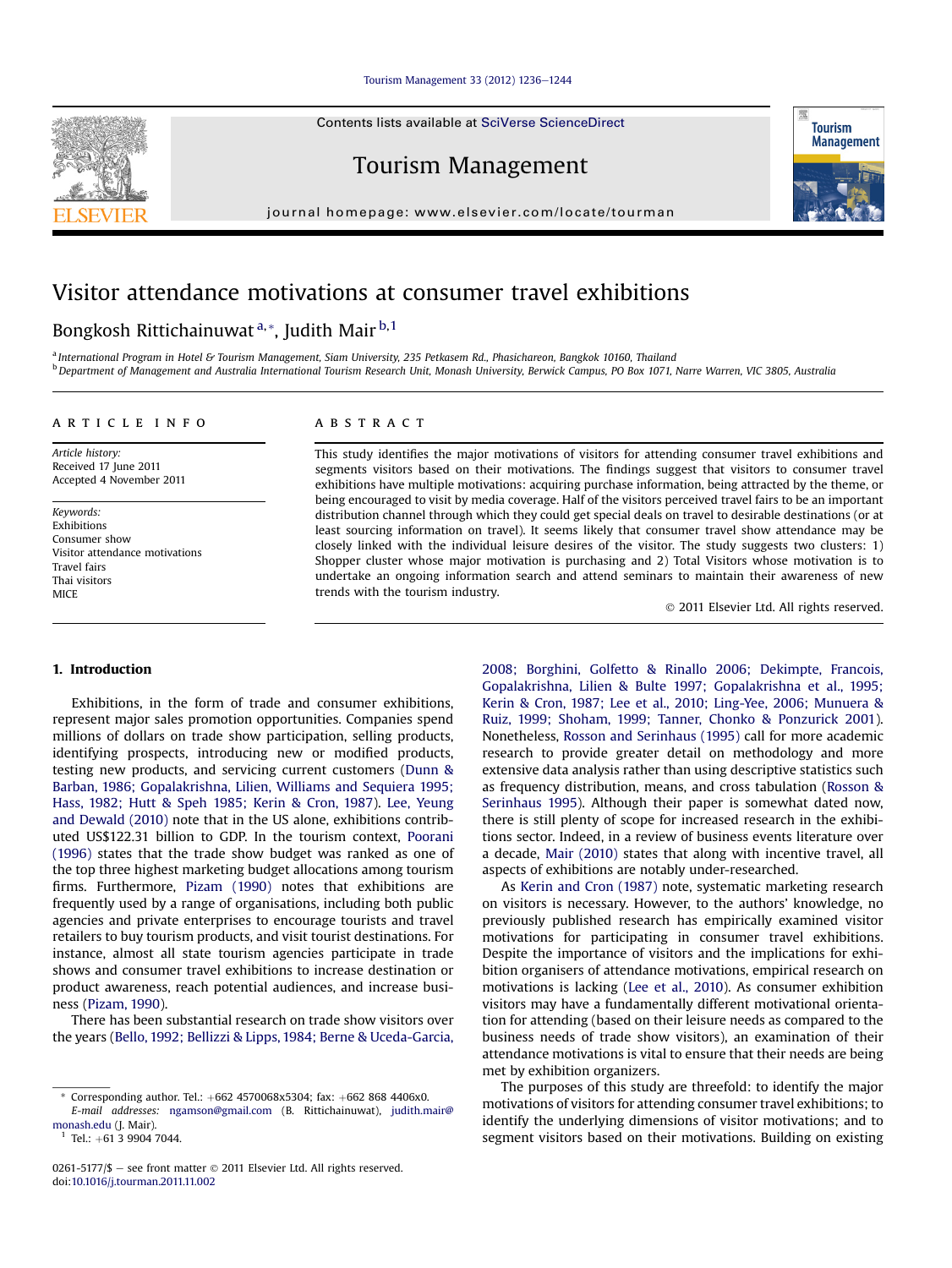# Visitor attendance motivations at consumer travel exhibitions

Bongkosh Rittichainuwat [a,*], Judith Mair [b,1]

[a] International Program in Hotel & Tourism Management, Siam University, 235 Petkasem Rd., Phasichareon, Bangkok 10160, Thailand
[b] Department of Management and Australia International Tourism Research Unit, Monash University, Berwick Campus, PO Box 1071, Narre Warren, VIC 3805, Australia

## ARTICLE INFO

*Article history:*
Received 17 June 2011
Accepted 4 November 2011

*Keywords:*
Exhibitions
Consumer show
Visitor attendance motivations
Travel fairs
Thai visitors
MICE

## ABSTRACT

This study identifies the major motivations of visitors for attending consumer travel exhibitions and segments visitors based on their motivations. The findings suggest that visitors to consumer travel exhibitions have multiple motivations: acquiring purchase information, being attracted by the theme, or being encouraged to visit by media coverage. Half of the visitors perceived travel fairs to be an important distribution channel through which they could get special deals on travel to desirable destinations (or at least sourcing information on travel). It seems likely that consumer travel show attendance may be closely linked with the individual leisure desires of the visitor. The study suggests two clusters: 1) Shopper cluster whose major motivation is purchasing and 2) Total Visitors whose motivation is to undertake an ongoing information search and attend seminars to maintain their awareness of new trends with the tourism industry.

© 2011 Elsevier Ltd. All rights reserved.

## 1. Introduction

Exhibitions, in the form of trade and consumer exhibitions, represent major sales promotion opportunities. Companies spend millions of dollars on trade show participation, selling products, identifying prospects, introducing new or modified products, testing new products, and servicing current customers (Dunn & Barban, 1986; Gopalakrishna, Lilien, Williams and Sequiera 1995; Hass, 1982; Hutt & Speh 1985; Kerin & Cron, 1987). Lee, Yeung and Dewald (2010) note that in the US alone, exhibitions contributed US$122.31 billion to GDP. In the tourism context, Poorani (1996) states that the trade show budget was ranked as one of the top three highest marketing budget allocations among tourism firms. Furthermore, Pizam (1990) notes that exhibitions are frequently used by a range of organisations, including both public agencies and private enterprises to encourage tourists and travel retailers to buy tourism products, and visit tourist destinations. For instance, almost all state tourism agencies participate in trade shows and consumer travel exhibitions to increase destination or product awareness, reach potential audiences, and increase business (Pizam, 1990).

There has been substantial research on trade show visitors over the years (Bello, 1992; Bellizzi & Lipps, 1984; Berne & Uceda-Garcia, 2008; Borghini, Golfetto & Rinallo 2006; Dekimpe, Francois, Gopalakrishna, Lilien & Bulte 1997; Gopalakrishna et al., 1995; Kerin & Cron, 1987; Lee et al., 2010; Ling-Yee, 2006; Munuera & Ruiz, 1999; Shoham, 1999; Tanner, Chonko & Ponzurick 2001). Nonetheless, Rosson and Serinhaus (1995) call for more academic research to provide greater detail on methodology and more extensive data analysis rather than using descriptive statistics such as frequency distribution, means, and cross tabulation (Rosson & Serinhaus 1995). Although their paper is somewhat dated now, there is still plenty of scope for increased research in the exhibitions sector. Indeed, in a review of business events literature over a decade, Mair (2010) states that along with incentive travel, all aspects of exhibitions are notably under-researched.

As Kerin and Cron (1987) note, systematic marketing research on visitors is necessary. However, to the authors' knowledge, no previously published research has empirically examined visitor motivations for participating in consumer travel exhibitions. Despite the importance of visitors and the implications for exhibition organisers of attendance motivations, empirical research on motivations is lacking (Lee et al., 2010). As consumer exhibition visitors may have a fundamentally different motivational orientation for attending (based on their leisure needs as compared to the business needs of trade show visitors), an examination of their attendance motivations is vital to ensure that their needs are being met by exhibition organizers.

The purposes of this study are threefold: to identify the major motivations of visitors for attending consumer travel exhibitions; to identify the underlying dimensions of visitor motivations; and to segment visitors based on their motivations. Building on existing

---

* Corresponding author. Tel.: +662 4570068x5304; fax: +662 868 4406x0.
*E-mail addresses:* ngamson@gmail.com (B. Rittichainuwat), judith.mair@monash.edu (J. Mair).
[1] Tel.: +61 3 9904 7044.

0261-5177/$ – see front matter © 2011 Elsevier Ltd. All rights reserved.
doi:10.1016/j.tourman.2011.11.002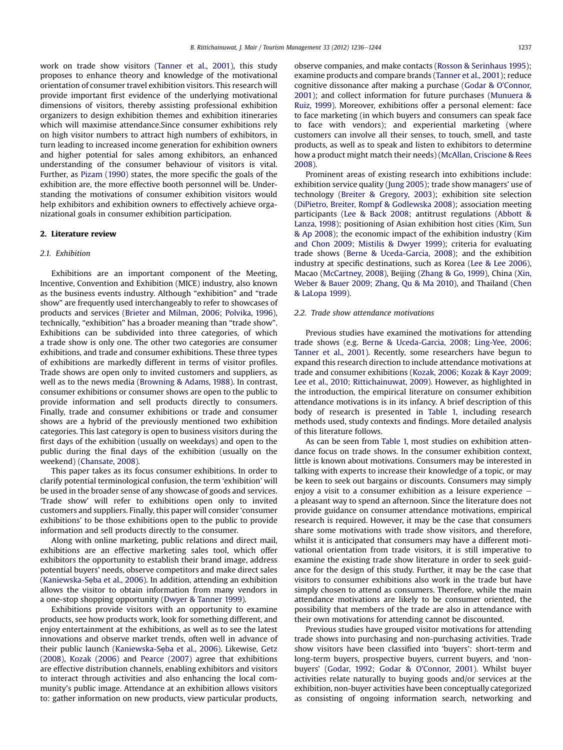work on trade show visitors (Tanner et al., 2001), this study proposes to enhance theory and knowledge of the motivational orientation of consumer travel exhibition visitors. This research will provide important first evidence of the underlying motivational dimensions of visitors, thereby assisting professional exhibition organizers to design exhibition themes and exhibition itineraries which will maximise attendance.Since consumer exhibitions rely on high visitor numbers to attract high numbers of exhibitors, in turn leading to increased income generation for exhibition owners and higher potential for sales among exhibitors, an enhanced understanding of the consumer behaviour of visitors is vital. Further, as Pizam (1990) states, the more specific the goals of the exhibition are, the more effective booth personnel will be. Understanding the motivations of consumer exhibition visitors would help exhibitors and exhibition owners to effectively achieve organizational goals in consumer exhibition participation.

## 2. Literature review

### 2.1. Exhibition

Exhibitions are an important component of the Meeting, Incentive, Convention and Exhibition (MICE) industry, also known as the business events industry. Although "exhibition" and "trade show" are frequently used interchangeably to refer to showcases of products and services (Brieter and Milman, 2006; Polvika, 1996), technically, "exhibition" has a broader meaning than "trade show". Exhibitions can be subdivided into three categories, of which a trade show is only one. The other two categories are consumer exhibitions, and trade and consumer exhibitions. These three types of exhibitions are markedly different in terms of visitor profiles. Trade shows are open only to invited customers and suppliers, as well as to the news media (Browning & Adams, 1988). In contrast, consumer exhibitions or consumer shows are open to the public to provide information and sell products directly to consumers. Finally, trade and consumer exhibitions or trade and consumer shows are a hybrid of the previously mentioned two exhibition categories. This last category is open to business visitors during the first days of the exhibition (usually on weekdays) and open to the public during the final days of the exhibition (usually on the weekend) (Chansate, 2008).

This paper takes as its focus consumer exhibitions. In order to clarify potential terminological confusion, the term 'exhibition' will be used in the broader sense of any showcase of goods and services. 'Trade show' will refer to exhibitions open only to invited customers and suppliers. Finally, this paper will consider 'consumer exhibitions' to be those exhibitions open to the public to provide information and sell products directly to the consumer.

Along with online marketing, public relations and direct mail, exhibitions are an effective marketing sales tool, which offer exhibitors the opportunity to establish their brand image, address potential buyers' needs, observe competitors and make direct sales (Kaniewska-Sęba et al., 2006). In addition, attending an exhibition allows the visitor to obtain information from many vendors in a one-stop shopping opportunity (Dwyer & Tanner 1999).

Exhibitions provide visitors with an opportunity to examine products, see how products work, look for something different, and enjoy entertainment at the exhibitions, as well as to see the latest innovations and observe market trends, often well in advance of their public launch (Kaniewska-Sęba et al., 2006). Likewise, Getz (2008), Kozak (2006) and Pearce (2007) agree that exhibitions are effective distribution channels, enabling exhibitors and visitors to interact through activities and also enhancing the local community's public image. Attendance at an exhibition allows visitors to: gather information on new products, view particular products, observe companies, and make contacts (Rosson & Serinhaus 1995); examine products and compare brands (Tanner et al., 2001); reduce cognitive dissonance after making a purchase (Godar & O'Connor, 2001); and collect information for future purchases (Munuera & Ruiz, 1999). Moreover, exhibitions offer a personal element: face to face marketing (in which buyers and consumers can speak face to face with vendors); and experiential marketing (where customers can involve all their senses, to touch, smell, and taste products, as well as to speak and listen to exhibitors to determine how a product might match their needs) (McAllan, Criscione & Rees 2008).

Prominent areas of existing research into exhibitions include: exhibition service quality (Jung 2005); trade show managers' use of technology (Breiter & Gregory, 2003); exhibition site selection (DiPietro, Breiter, Rompf & Godlewska 2008); association meeting participants (Lee & Back 2008; antitrust regulations (Abbott & Lanza, 1998); positioning of Asian exhibition host cities (Kim, Sun & Ap 2008); the economic impact of the exhibition industry (Kim and Chon 2009; Mistilis & Dwyer 1999); criteria for evaluating trade shows (Berne & Uceda-Garcia, 2008); and the exhibition industry at specific destinations, such as Korea (Lee & Lee 2006), Macao (McCartney, 2008), Beijing (Zhang & Go, 1999), China (Xin, Weber & Bauer 2009; Zhang, Qu & Ma 2010), and Thailand (Chen & LaLopa 1999).

### 2.2. Trade show attendance motivations

Previous studies have examined the motivations for attending trade shows (e.g. Berne & Uceda-Garcia, 2008; Ling-Yee, 2006; Tanner et al., 2001). Recently, some researchers have begun to expand this research direction to include attendance motivations at trade and consumer exhibitions (Kozak, 2006; Kozak & Kayr 2009; Lee et al., 2010; Rittichainuwat, 2009). However, as highlighted in the introduction, the empirical literature on consumer exhibition attendance motivations is in its infancy. A brief description of this body of research is presented in Table 1, including research methods used, study contexts and findings. More detailed analysis of this literature follows.

As can be seen from Table 1, most studies on exhibition attendance focus on trade shows. In the consumer exhibition context, little is known about motivations. Consumers may be interested in talking with experts to increase their knowledge of a topic, or may be keen to seek out bargains or discounts. Consumers may simply enjoy a visit to a consumer exhibition as a leisure experience – a pleasant way to spend an afternoon. Since the literature does not provide guidance on consumer attendance motivations, empirical research is required. However, it may be the case that consumers share some motivations with trade show visitors, and therefore, whilst it is anticipated that consumers may have a different motivational orientation from trade visitors, it is still imperative to examine the existing trade show literature in order to seek guidance for the design of this study. Further, it may be the case that visitors to consumer exhibitions also work in the trade but have simply chosen to attend as consumers. Therefore, while the main attendance motivations are likely to be consumer oriented, the possibility that members of the trade are also in attendance with their own motivations for attending cannot be discounted.

Previous studies have grouped visitor motivations for attending trade shows into purchasing and non-purchasing activities. Trade show visitors have been classified into 'buyers': short-term and long-term buyers, prospective buyers, current buyers, and 'non-buyers' (Godar, 1992; Godar & O'Connor, 2001). Whilst buyer activities relate naturally to buying goods and/or services at the exhibition, non-buyer activities have been conceptually categorized as consisting of ongoing information search, networking and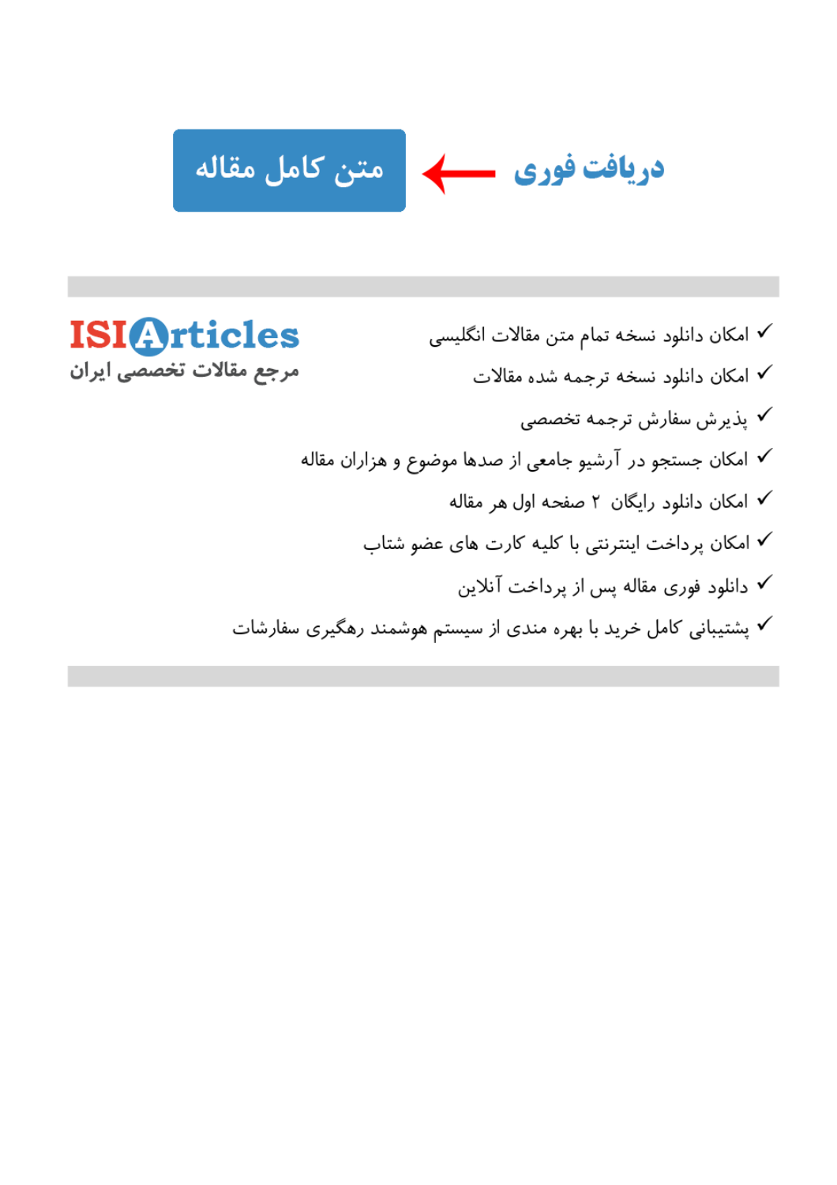دریافت فوری ← **متن کامل مقاله**

**ISIArticles**
مرجع مقالات تخصصی ایران

- ✓ امکان دانلود نسخه تمام متن مقالات انگلیسی
- ✓ امکان دانلود نسخه ترجمه شده مقالات
- ✓ پذیرش سفارش ترجمه تخصصی
- ✓ امکان جستجو در آرشیو جامعی از صدها موضوع و هزاران مقاله
- ✓ امکان دانلود رایگان ۲ صفحه اول هر مقاله
- ✓ امکان پرداخت اینترنتی با کلیه کارت های عضو شتاب
- ✓ دانلود فوری مقاله پس از پرداخت آنلاین
- ✓ پشتیبانی کامل خرید با بهره مندی از سیستم هوشمند رهگیری سفارشات